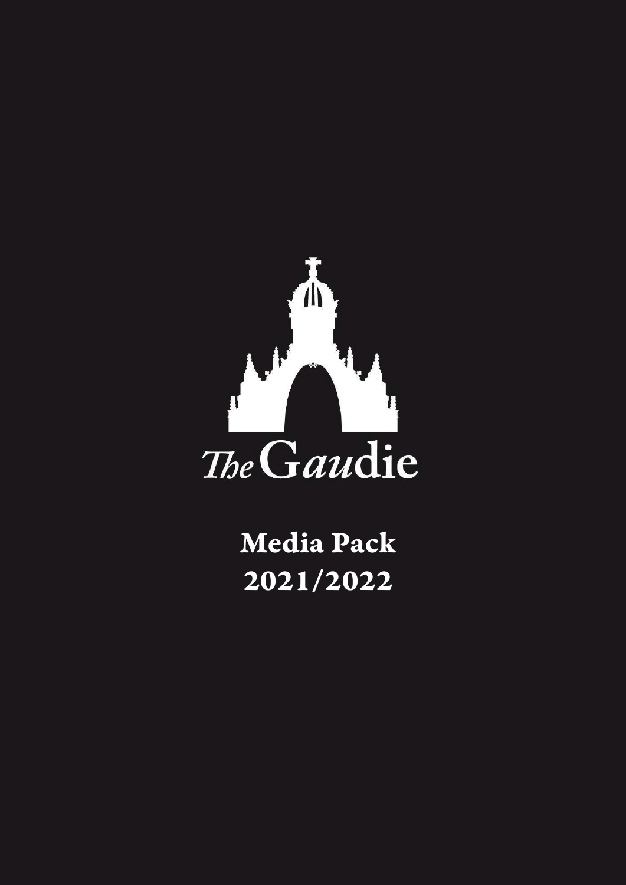*The* Gaudie

# Media Pack 2021/2022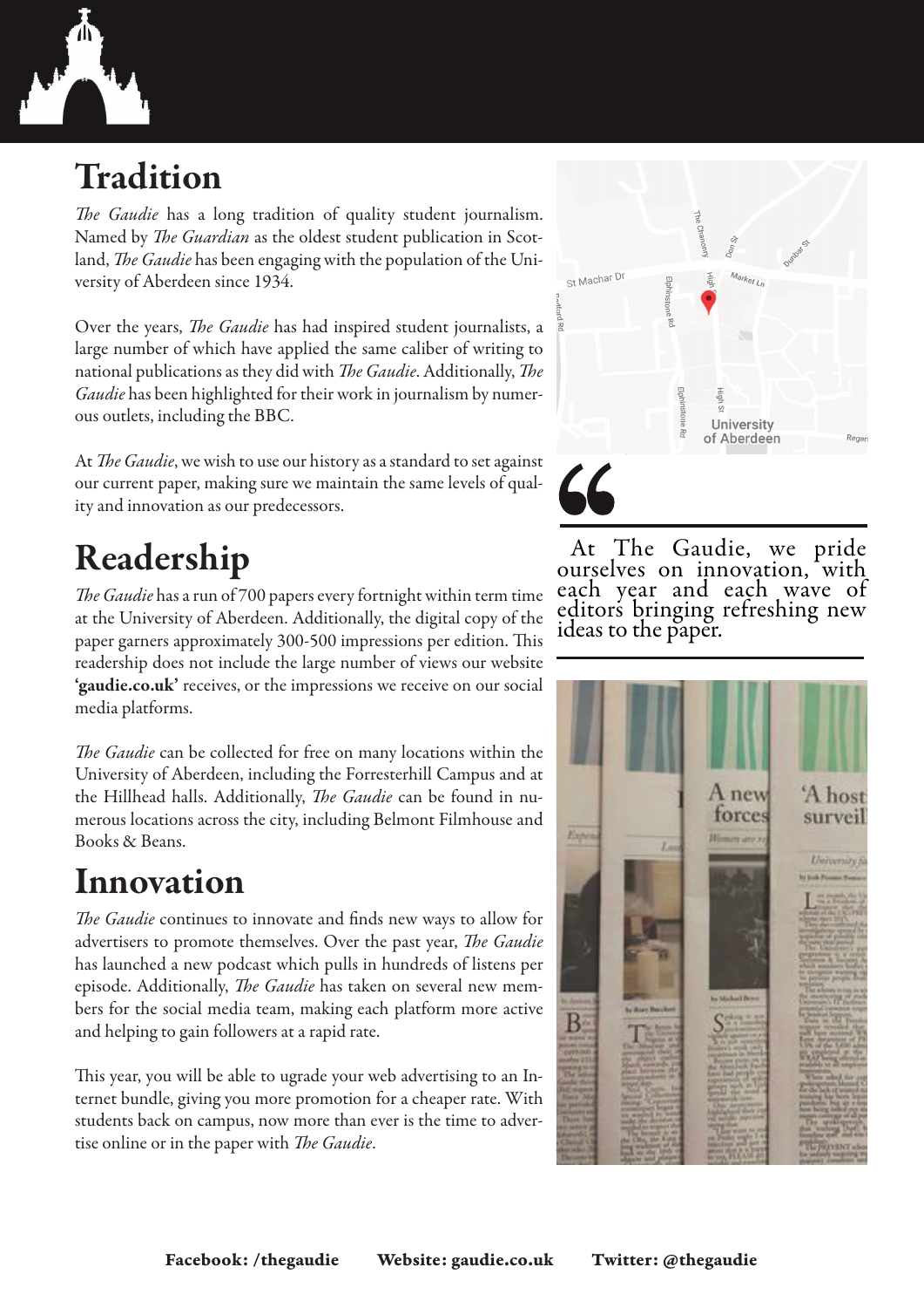# Tradition

*The Gaudie* has a long tradition of quality student journalism. Named by *The Guardian* as the oldest student publication in Scotland, *The Gaudie* has been engaging with the population of the University of Aberdeen since 1934.

Over the years, *The Gaudie* has had inspired student journalists, a large number of which have applied the same caliber of writing to national publications as they did with *The Gaudie*. Additionally, *The Gaudie* has been highlighted for their work in journalism by numerous outlets, including the BBC.

At *The Gaudie*, we wish to use our history as a standard to set against our current paper, making sure we maintain the same levels of quality and innovation as our predecessors.

# Readership

*The Gaudie* has a run of 700 papers every fortnight within term time at the University of Aberdeen. Additionally, the digital copy of the paper garners approximately 300-500 impressions per edition. This readership does not include the large number of views our website **'gaudie.co.uk'** receives, or the impressions we receive on our social media platforms.

*The Gaudie* can be collected for free on many locations within the University of Aberdeen, including the Forresterhill Campus and at the Hillhead halls. Additionally, *The Gaudie* can be found in numerous locations across the city, including Belmont Filmhouse and Books & Beans.

# Innovation

*The Gaudie* continues to innovate and finds new ways to allow for advertisers to promote themselves. Over the past year, *The Gaudie* has launched a new podcast which pulls in hundreds of listens per episode. Additionally, *The Gaudie* has taken on several new members for the social media team, making each platform more active and helping to gain followers at a rapid rate.

This year, you will be able to ugrade your web advertising to an Internet bundle, giving you more promotion for a cheaper rate. With students back on campus, now more than ever is the time to advertise online or in the paper with *The Gaudie*.

> At The Gaudie, we pride ourselves on innovation, with each year and each wave of editors bringing refreshing new ideas to the paper.

**Facebook: /thegaudie** **Website: gaudie.co.uk** **Twitter: @thegaudie**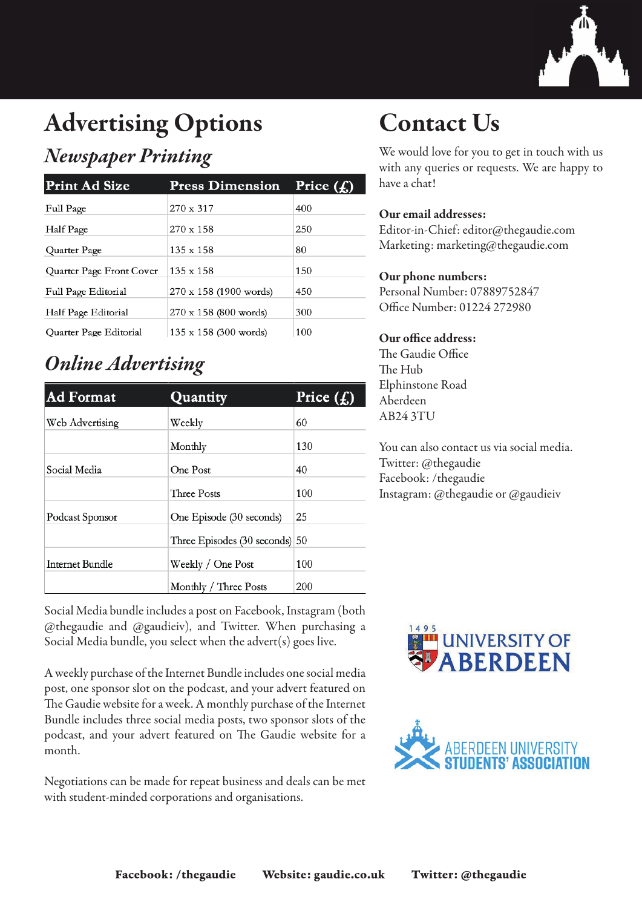# Advertising Options

## *Newspaper Printing*

| Print Ad Size | Press Dimension | Price (£) |
| --- | --- | --- |
| Full Page | 270 x 317 | 400 |
| Half Page | 270 x 158 | 250 |
| Quarter Page | 135 x 158 | 80 |
| Quarter Page Front Cover | 135 x 158 | 150 |
| Full Page Editorial | 270 x 158 (1900 words) | 450 |
| Half Page Editorial | 270 x 158 (800 words) | 300 |
| Quarter Page Editorial | 135 x 158 (300 words) | 100 |

## *Online Advertising*

| Ad Format | Quantity | Price (£) |
| --- | --- | --- |
| Web Advertising | Weekly | 60 |
| | Monthly | 130 |
| Social Media | One Post | 40 |
| | Three Posts | 100 |
| Podcast Sponsor | One Episode (30 seconds) | 25 |
| | Three Episodes (30 seconds) | 50 |
| Internet Bundle | Weekly / One Post | 100 |
| | Monthly / Three Posts | 200 |

Social Media bundle includes a post on Facebook, Instagram (both @thegaudie and @gaudieiv), and Twitter. When purchasing a Social Media bundle, you select when the advert(s) goes live.

A weekly purchase of the Internet Bundle includes one social media post, one sponsor slot on the podcast, and your advert featured on The Gaudie website for a week. A monthly purchase of the Internet Bundle includes three social media posts, two sponsor slots of the podcast, and your advert featured on The Gaudie website for a month.

Negotiations can be made for repeat business and deals can be met with student-minded corporations and organisations.

# Contact Us

We would love for you to get in touch with us with any queries or requests. We are happy to have a chat!

**Our email addresses:**
Editor-in-Chief: editor@thegaudie.com
Marketing: marketing@thegaudie.com

**Our phone numbers:**
Personal Number: 07889752847
Office Number: 01224 272980

**Our office address:**
The Gaudie Office
The Hub
Elphinstone Road
Aberdeen
AB24 3TU

You can also contact us via social media.
Twitter: @thegaudie
Facebook: /thegaudie
Instagram: @thegaudie or @gaudieiv

1495 UNIVERSITY OF ABERDEEN

ABERDEEN UNIVERSITY STUDENTS' ASSOCIATION

**Facebook: /thegaudie** **Website: gaudie.co.uk** **Twitter: @thegaudie**